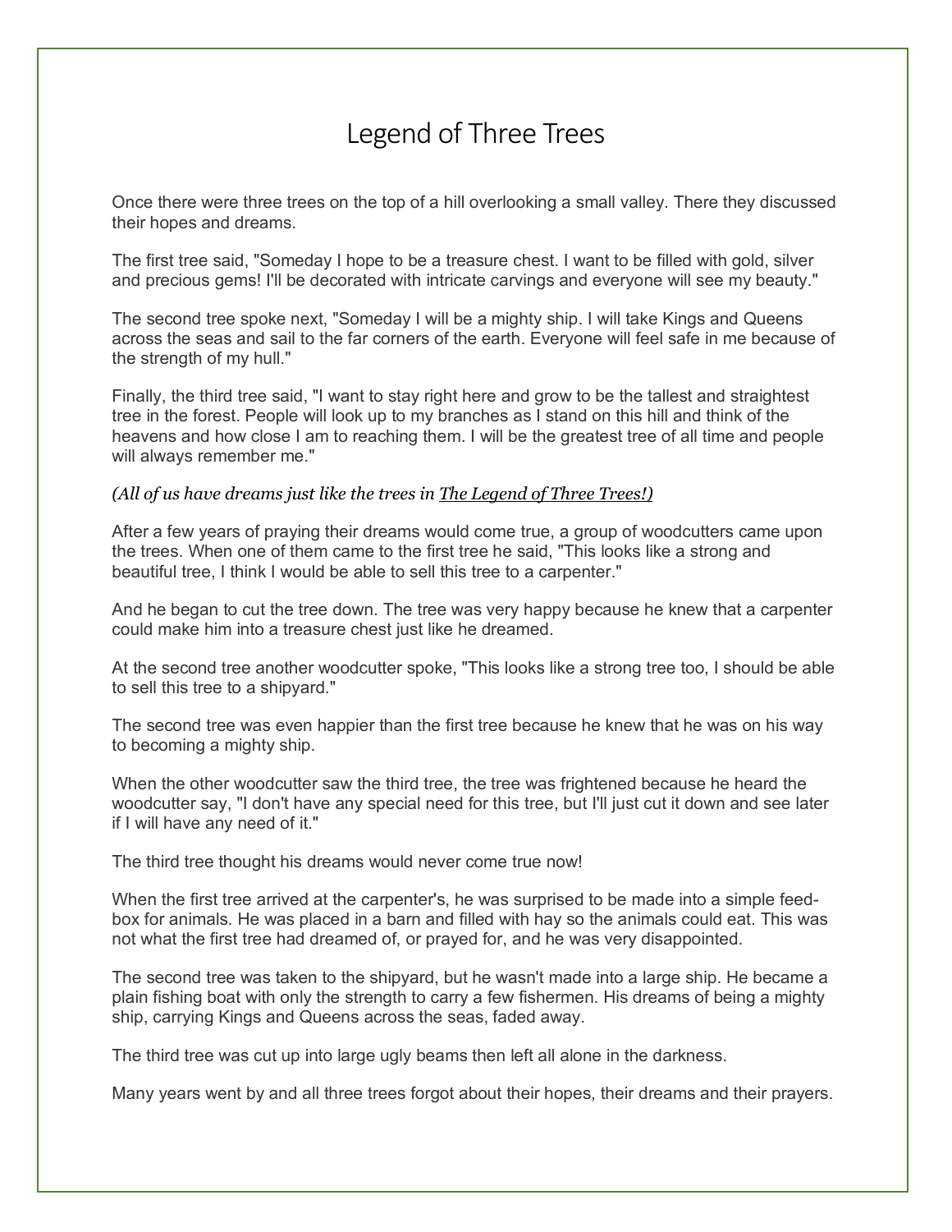# Legend of Three Trees

Once there were three trees on the top of a hill overlooking a small valley. There they discussed their hopes and dreams.

The first tree said, "Someday I hope to be a treasure chest. I want to be filled with gold, silver and precious gems! I'll be decorated with intricate carvings and everyone will see my beauty."

The second tree spoke next, "Someday I will be a mighty ship. I will take Kings and Queens across the seas and sail to the far corners of the earth. Everyone will feel safe in me because of the strength of my hull."

Finally, the third tree said, "I want to stay right here and grow to be the tallest and straightest tree in the forest. People will look up to my branches as I stand on this hill and think of the heavens and how close I am to reaching them. I will be the greatest tree of all time and people will always remember me."

*(All of us have dreams just like the trees in The Legend of Three Trees!)*

After a few years of praying their dreams would come true, a group of woodcutters came upon the trees. When one of them came to the first tree he said, "This looks like a strong and beautiful tree, I think I would be able to sell this tree to a carpenter."

And he began to cut the tree down. The tree was very happy because he knew that a carpenter could make him into a treasure chest just like he dreamed.

At the second tree another woodcutter spoke, "This looks like a strong tree too, I should be able to sell this tree to a shipyard."

The second tree was even happier than the first tree because he knew that he was on his way to becoming a mighty ship.

When the other woodcutter saw the third tree, the tree was frightened because he heard the woodcutter say, "I don't have any special need for this tree, but I'll just cut it down and see later if I will have any need of it."

The third tree thought his dreams would never come true now!

When the first tree arrived at the carpenter's, he was surprised to be made into a simple feed-box for animals. He was placed in a barn and filled with hay so the animals could eat. This was not what the first tree had dreamed of, or prayed for, and he was very disappointed.

The second tree was taken to the shipyard, but he wasn't made into a large ship. He became a plain fishing boat with only the strength to carry a few fishermen. His dreams of being a mighty ship, carrying Kings and Queens across the seas, faded away.

The third tree was cut up into large ugly beams then left all alone in the darkness.

Many years went by and all three trees forgot about their hopes, their dreams and their prayers.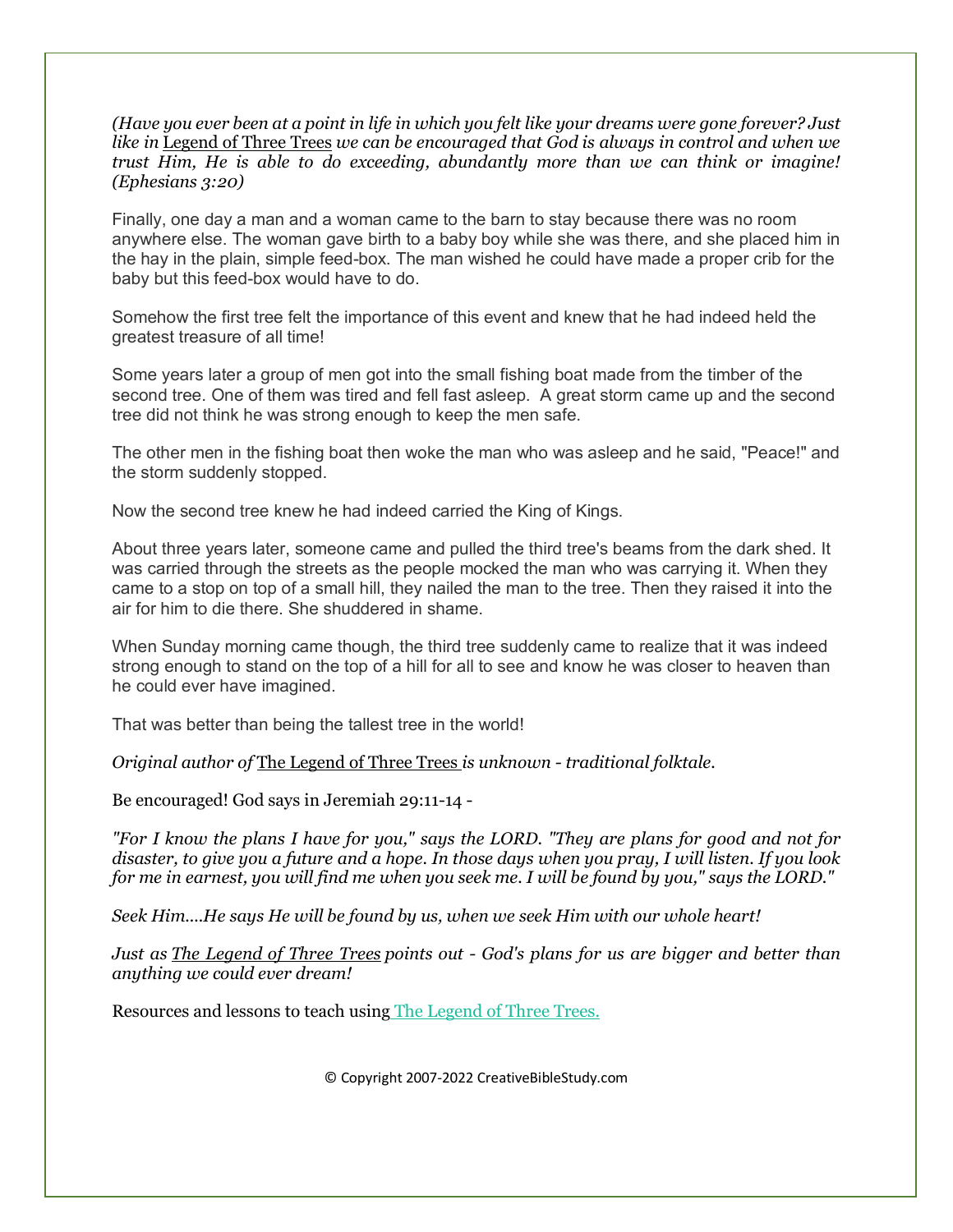*(Have you ever been at a point in life in which you felt like your dreams were gone forever? Just like in* Legend of Three Trees *we can be encouraged that God is always in control and when we trust Him, He is able to do exceeding, abundantly more than we can think or imagine! (Ephesians 3:20)*

Finally, one day a man and a woman came to the barn to stay because there was no room anywhere else. The woman gave birth to a baby boy while she was there, and she placed him in the hay in the plain, simple feed-box. The man wished he could have made a proper crib for the baby but this feed-box would have to do.

Somehow the first tree felt the importance of this event and knew that he had indeed held the greatest treasure of all time!

Some years later a group of men got into the small fishing boat made from the timber of the second tree. One of them was tired and fell fast asleep. A great storm came up and the second tree did not think he was strong enough to keep the men safe.

The other men in the fishing boat then woke the man who was asleep and he said, "Peace!" and the storm suddenly stopped.

Now the second tree knew he had indeed carried the King of Kings.

About three years later, someone came and pulled the third tree's beams from the dark shed. It was carried through the streets as the people mocked the man who was carrying it. When they came to a stop on top of a small hill, they nailed the man to the tree. Then they raised it into the air for him to die there. She shuddered in shame.

When Sunday morning came though, the third tree suddenly came to realize that it was indeed strong enough to stand on the top of a hill for all to see and know he was closer to heaven than he could ever have imagined.

That was better than being the tallest tree in the world!

*Original author of* The Legend of Three Trees *is unknown - traditional folktale.*

Be encouraged! God says in Jeremiah 29:11-14 -

*"For I know the plans I have for you," says the LORD. "They are plans for good and not for disaster, to give you a future and a hope. In those days when you pray, I will listen. If you look for me in earnest, you will find me when you seek me. I will be found by you," says the LORD."*

*Seek Him....He says He will be found by us, when we seek Him with our whole heart!*

*Just as The Legend of Three Trees points out - God's plans for us are bigger and better than anything we could ever dream!*

Resources and lessons to teach using The Legend of Three Trees.

© Copyright 2007-2022 CreativeBibleStudy.com